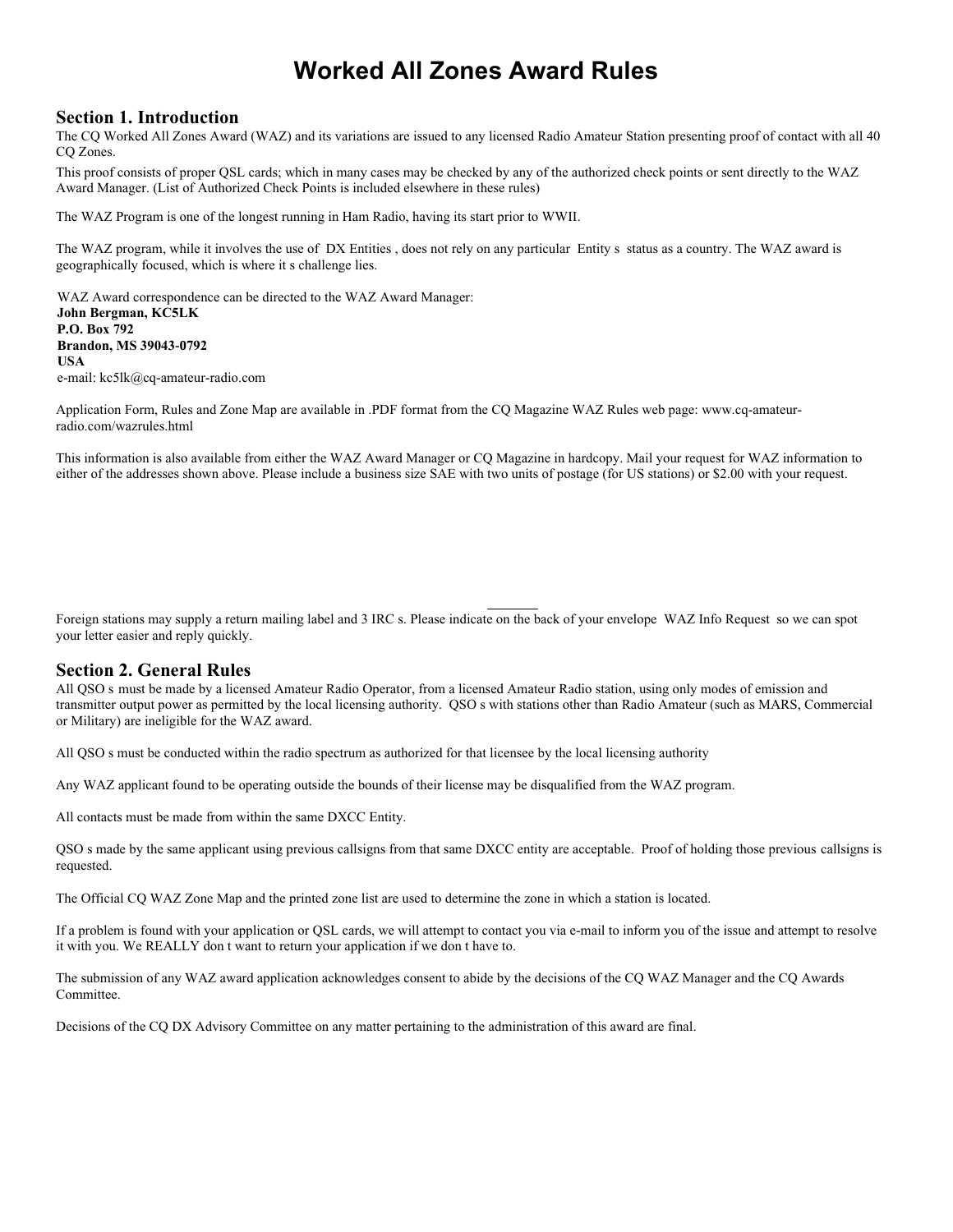# Worked All Zones Award Rules

## Section 1. Introduction

The CQ Worked All Zones Award (WAZ) and its variations are issued to any licensed Radio Amateur Station presenting proof of contact with all 40 CQ Zones.

This proof consists of proper QSL cards; which in many cases may be checked by any of the authorized check points or sent directly to the WAZ Award Manager. (List of Authorized Check Points is included elsewhere in these rules)

The WAZ Program is one of the longest running in Ham Radio, having its start prior to WWII.

The WAZ program, while it involves the use of DX Entities , does not rely on any particular Entity s status as a country. The WAZ award is geographically focused, which is where it s challenge lies.

WAZ Award correspondence can be directed to the WAZ Award Manager:
**John Bergman, KC5LK**
**P.O. Box 792**
**Brandon, MS 39043-0792**
**USA**
e-mail: kc5lk@cq-amateur-radio.com

Application Form, Rules and Zone Map are available in .PDF format from the CQ Magazine WAZ Rules web page: www.cq-amateur-radio.com/wazrules.html

This information is also available from either the WAZ Award Manager or CQ Magazine in hardcopy. Mail your request for WAZ information to either of the addresses shown above. Please include a business size SAE with two units of postage (for US stations) or $2.00 with your request.

Foreign stations may supply a return mailing label and 3 IRC s. Please indicate on the back of your envelope WAZ Info Request so we can spot your letter easier and reply quickly.

## Section 2. General Rules

All QSO s must be made by a licensed Amateur Radio Operator, from a licensed Amateur Radio station, using only modes of emission and transmitter output power as permitted by the local licensing authority. QSO s with stations other than Radio Amateur (such as MARS, Commercial or Military) are ineligible for the WAZ award.

All QSO s must be conducted within the radio spectrum as authorized for that licensee by the local licensing authority

Any WAZ applicant found to be operating outside the bounds of their license may be disqualified from the WAZ program.

All contacts must be made from within the same DXCC Entity.

QSO s made by the same applicant using previous callsigns from that same DXCC entity are acceptable. Proof of holding those previous callsigns is requested.

The Official CQ WAZ Zone Map and the printed zone list are used to determine the zone in which a station is located.

If a problem is found with your application or QSL cards, we will attempt to contact you via e-mail to inform you of the issue and attempt to resolve it with you. We REALLY don t want to return your application if we don t have to.

The submission of any WAZ award application acknowledges consent to abide by the decisions of the CQ WAZ Manager and the CQ Awards Committee.

Decisions of the CQ DX Advisory Committee on any matter pertaining to the administration of this award are final.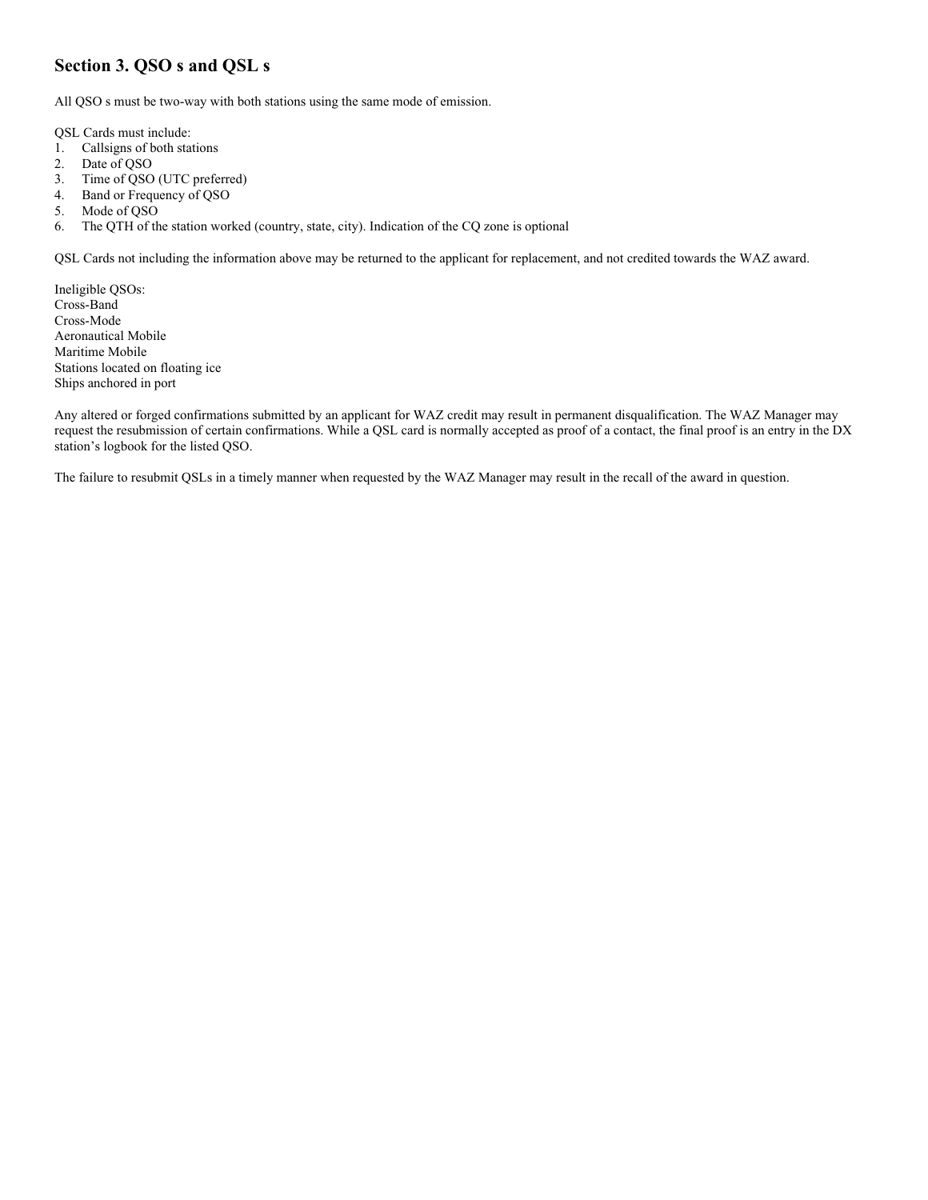## Section 3. QSO s and QSL s

All QSO s must be two-way with both stations using the same mode of emission.

QSL Cards must include:

1. Callsigns of both stations
2. Date of QSO
3. Time of QSO (UTC preferred)
4. Band or Frequency of QSO
5. Mode of QSO
6. The QTH of the station worked (country, state, city). Indication of the CQ zone is optional

QSL Cards not including the information above may be returned to the applicant for replacement, and not credited towards the WAZ award.

Ineligible QSOs:
Cross-Band
Cross-Mode
Aeronautical Mobile
Maritime Mobile
Stations located on floating ice
Ships anchored in port

Any altered or forged confirmations submitted by an applicant for WAZ credit may result in permanent disqualification. The WAZ Manager may request the resubmission of certain confirmations. While a QSL card is normally accepted as proof of a contact, the final proof is an entry in the DX station's logbook for the listed QSO.

The failure to resubmit QSLs in a timely manner when requested by the WAZ Manager may result in the recall of the award in question.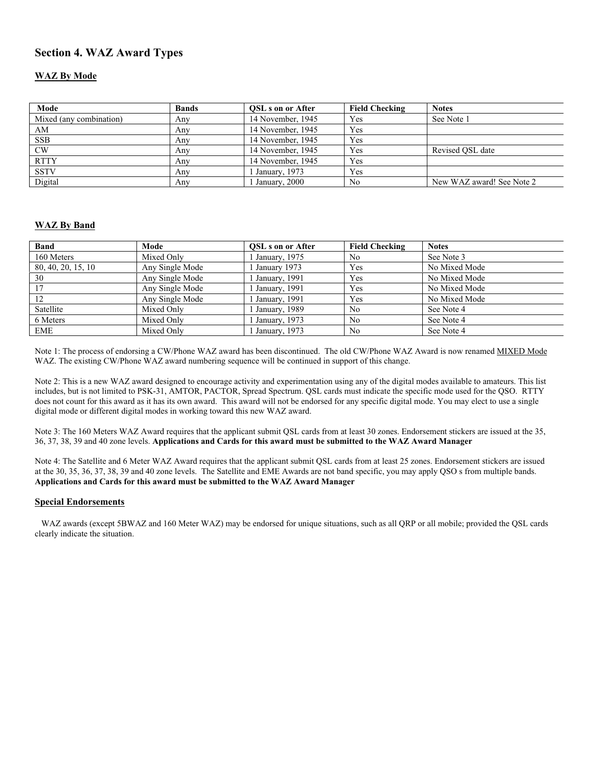## Section 4. WAZ Award Types

### WAZ By Mode

| Mode | Bands | QSL s on or After | Field Checking | Notes |
|---|---|---|---|---|
| Mixed (any combination) | Any | 14 November, 1945 | Yes | See Note 1 |
| AM | Any | 14 November, 1945 | Yes | |
| SSB | Any | 14 November, 1945 | Yes | |
| CW | Any | 14 November, 1945 | Yes | Revised QSL date |
| RTTY | Any | 14 November, 1945 | Yes | |
| SSTV | Any | 1 January, 1973 | Yes | |
| Digital | Any | 1 January, 2000 | No | New WAZ award! See Note 2 |

### WAZ By Band

| Band | Mode | QSL s on or After | Field Checking | Notes |
|---|---|---|---|---|
| 160 Meters | Mixed Only | 1 January, 1975 | No | See Note 3 |
| 80, 40, 20, 15, 10 | Any Single Mode | 1 January 1973 | Yes | No Mixed Mode |
| 30 | Any Single Mode | 1 January, 1991 | Yes | No Mixed Mode |
| 17 | Any Single Mode | 1 January, 1991 | Yes | No Mixed Mode |
| 12 | Any Single Mode | 1 January, 1991 | Yes | No Mixed Mode |
| Satellite | Mixed Only | 1 January, 1989 | No | See Note 4 |
| 6 Meters | Mixed Only | 1 January, 1973 | No | See Note 4 |
| EME | Mixed Only | 1 January, 1973 | No | See Note 4 |

Note 1: The process of endorsing a CW/Phone WAZ award has been discontinued. The old CW/Phone WAZ Award is now renamed MIXED Mode WAZ. The existing CW/Phone WAZ award numbering sequence will be continued in support of this change.

Note 2: This is a new WAZ award designed to encourage activity and experimentation using any of the digital modes available to amateurs. This list includes, but is not limited to PSK-31, AMTOR, PACTOR, Spread Spectrum. QSL cards must indicate the specific mode used for the QSO. RTTY does not count for this award as it has its own award. This award will not be endorsed for any specific digital mode. You may elect to use a single digital mode or different digital modes in working toward this new WAZ award.

Note 3: The 160 Meters WAZ Award requires that the applicant submit QSL cards from at least 30 zones. Endorsement stickers are issued at the 35, 36, 37, 38, 39 and 40 zone levels. **Applications and Cards for this award must be submitted to the WAZ Award Manager**

Note 4: The Satellite and 6 Meter WAZ Award requires that the applicant submit QSL cards from at least 25 zones. Endorsement stickers are issued at the 30, 35, 36, 37, 38, 39 and 40 zone levels. The Satellite and EME Awards are not band specific, you may apply QSO s from multiple bands. **Applications and Cards for this award must be submitted to the WAZ Award Manager**

### Special Endorsements

WAZ awards (except 5BWAZ and 160 Meter WAZ) may be endorsed for unique situations, such as all QRP or all mobile; provided the QSL cards clearly indicate the situation.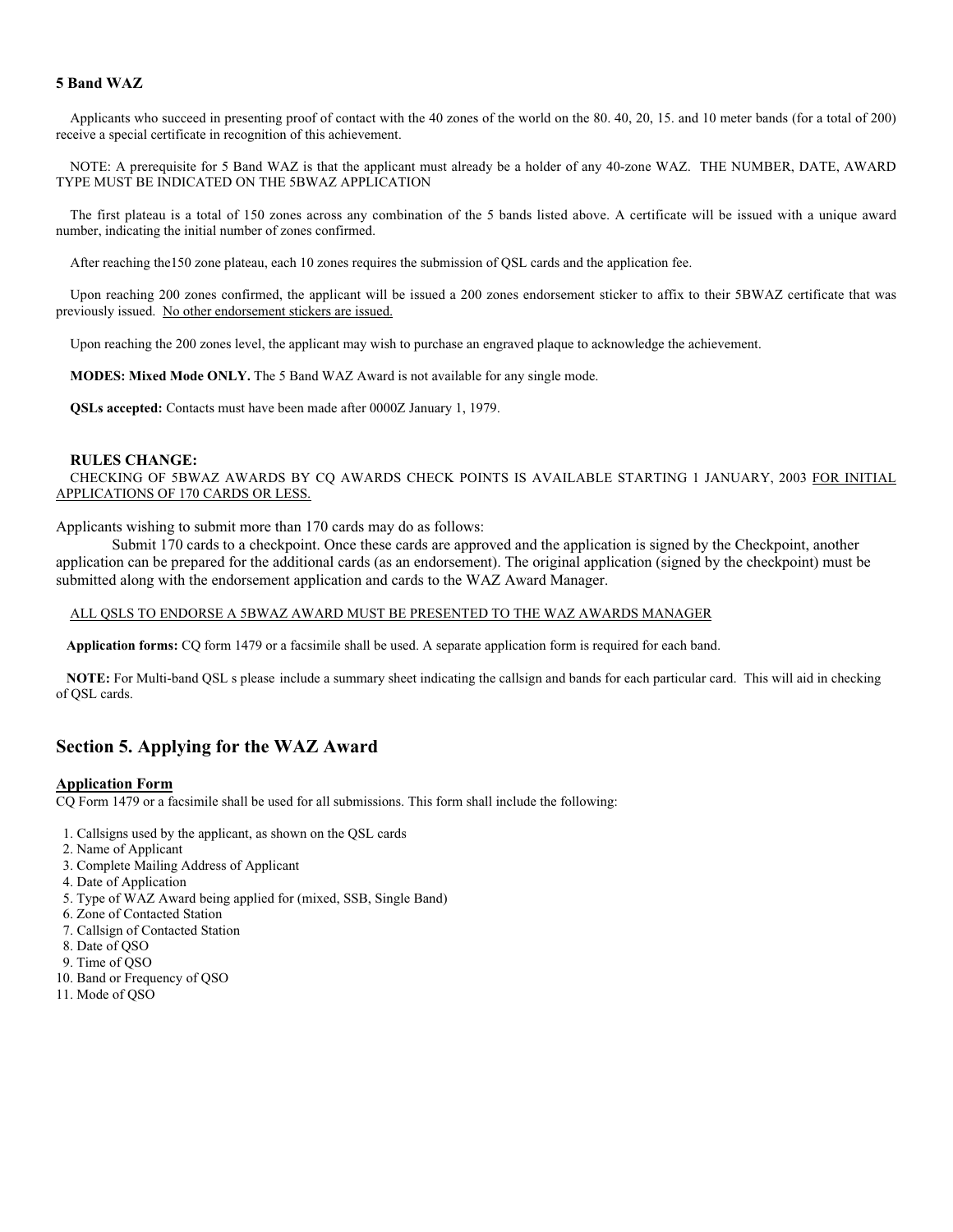### 5 Band WAZ

Applicants who succeed in presenting proof of contact with the 40 zones of the world on the 80. 40, 20, 15. and 10 meter bands (for a total of 200) receive a special certificate in recognition of this achievement.

NOTE: A prerequisite for 5 Band WAZ is that the applicant must already be a holder of any 40-zone WAZ. THE NUMBER, DATE, AWARD TYPE MUST BE INDICATED ON THE 5BWAZ APPLICATION

The first plateau is a total of 150 zones across any combination of the 5 bands listed above. A certificate will be issued with a unique award number, indicating the initial number of zones confirmed.

After reaching the150 zone plateau, each 10 zones requires the submission of QSL cards and the application fee.

Upon reaching 200 zones confirmed, the applicant will be issued a 200 zones endorsement sticker to affix to their 5BWAZ certificate that was previously issued. <u>No other endorsement stickers are issued.</u>

Upon reaching the 200 zones level, the applicant may wish to purchase an engraved plaque to acknowledge the achievement.

**MODES: Mixed Mode ONLY.** The 5 Band WAZ Award is not available for any single mode.

**QSLs accepted:** Contacts must have been made after 0000Z January 1, 1979.

**RULES CHANGE:**

CHECKING OF 5BWAZ AWARDS BY CQ AWARDS CHECK POINTS IS AVAILABLE STARTING 1 JANUARY, 2003 <u>FOR INITIAL APPLICATIONS OF 170 CARDS OR LESS.</u>

Applicants wishing to submit more than 170 cards may do as follows:

Submit 170 cards to a checkpoint. Once these cards are approved and the application is signed by the Checkpoint, another application can be prepared for the additional cards (as an endorsement). The original application (signed by the checkpoint) must be submitted along with the endorsement application and cards to the WAZ Award Manager.

<u>ALL QSLS TO ENDORSE A 5BWAZ AWARD MUST BE PRESENTED TO THE WAZ AWARDS MANAGER</u>

**Application forms:** CQ form 1479 or a facsimile shall be used. A separate application form is required for each band.

**NOTE:** For Multi-band QSL s please include a summary sheet indicating the callsign and bands for each particular card. This will aid in checking of QSL cards.

## Section 5. Applying for the WAZ Award

**<u>Application Form</u>**

CQ Form 1479 or a facsimile shall be used for all submissions. This form shall include the following:

1. Callsigns used by the applicant, as shown on the QSL cards
2. Name of Applicant
3. Complete Mailing Address of Applicant
4. Date of Application
5. Type of WAZ Award being applied for (mixed, SSB, Single Band)
6. Zone of Contacted Station
7. Callsign of Contacted Station
8. Date of QSO
9. Time of QSO
10. Band or Frequency of QSO
11. Mode of QSO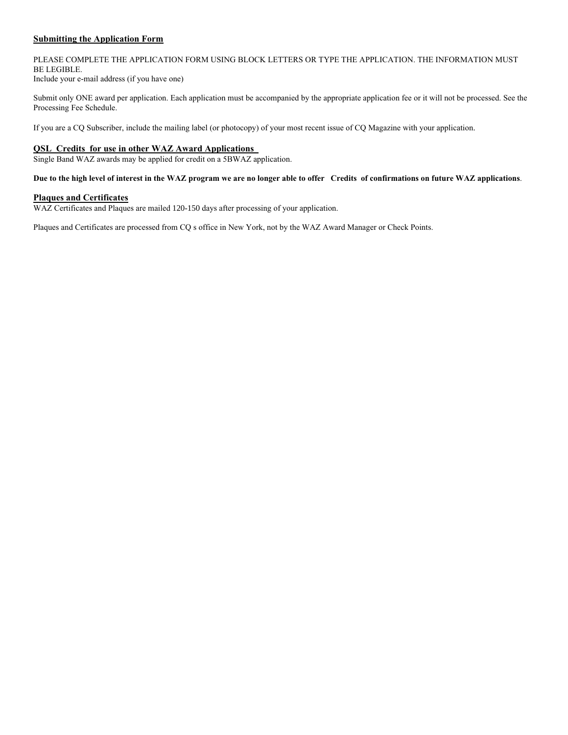## Submitting the Application Form

PLEASE COMPLETE THE APPLICATION FORM USING BLOCK LETTERS OR TYPE THE APPLICATION. THE INFORMATION MUST BE LEGIBLE.
Include your e-mail address (if you have one)

Submit only ONE award per application. Each application must be accompanied by the appropriate application fee or it will not be processed. See the Processing Fee Schedule.

If you are a CQ Subscriber, include the mailing label (or photocopy) of your most recent issue of CQ Magazine with your application.

## QSL Credits for use in other WAZ Award Applications

Single Band WAZ awards may be applied for credit on a 5BWAZ application.

**Due to the high level of interest in the WAZ program we are no longer able to offer Credits of confirmations on future WAZ applications**.

## Plaques and Certificates

WAZ Certificates and Plaques are mailed 120-150 days after processing of your application.

Plaques and Certificates are processed from CQ s office in New York, not by the WAZ Award Manager or Check Points.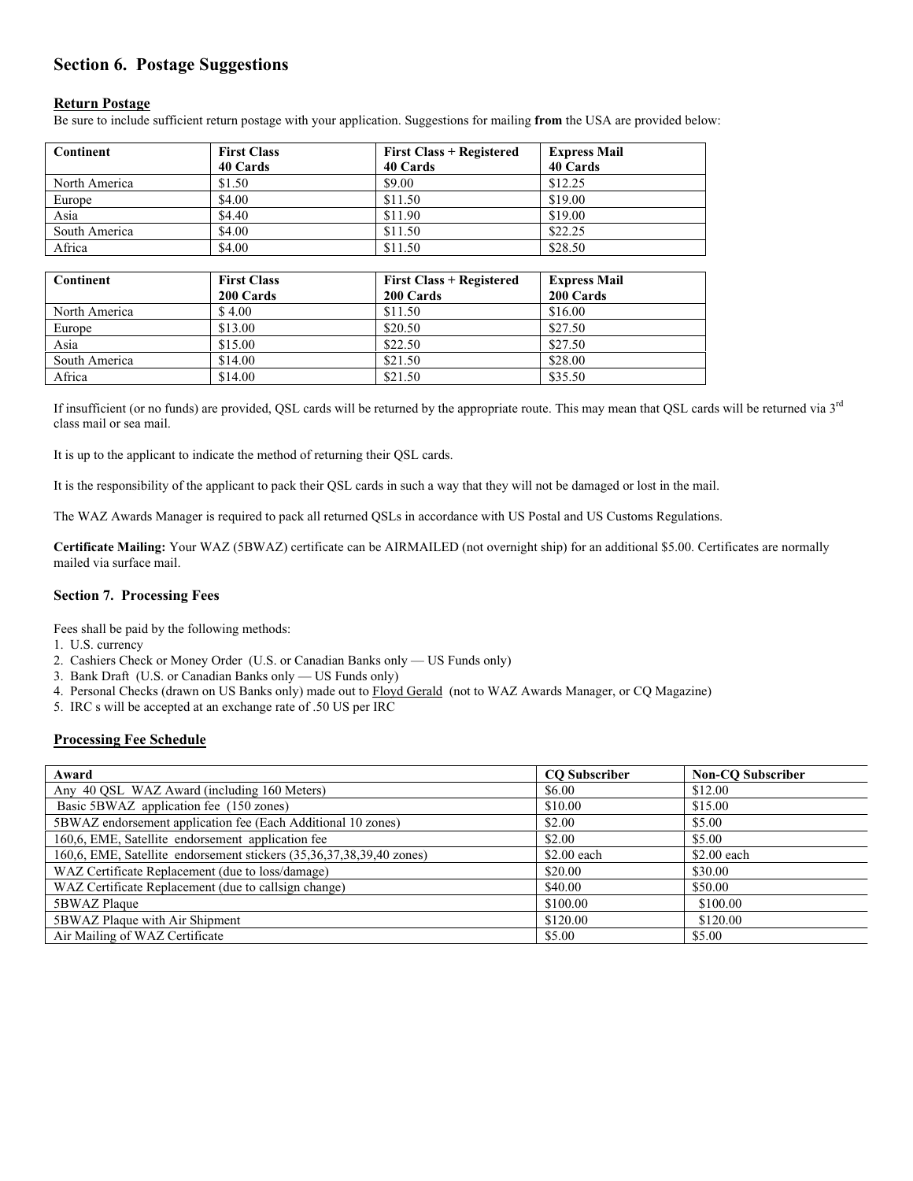## Section 6. Postage Suggestions

**Return Postage**

Be sure to include sufficient return postage with your application. Suggestions for mailing **from** the USA are provided below:

| Continent | First Class 40 Cards | First Class + Registered 40 Cards | Express Mail 40 Cards |
|---|---|---|---|
| North America | $1.50 | $9.00 | $12.25 |
| Europe | $4.00 | $11.50 | $19.00 |
| Asia | $4.40 | $11.90 | $19.00 |
| South America | $4.00 | $11.50 | $22.25 |
| Africa | $4.00 | $11.50 | $28.50 |

| Continent | First Class 200 Cards | First Class + Registered 200 Cards | Express Mail 200 Cards |
|---|---|---|---|
| North America | $ 4.00 | $11.50 | $16.00 |
| Europe | $13.00 | $20.50 | $27.50 |
| Asia | $15.00 | $22.50 | $27.50 |
| South America | $14.00 | $21.50 | $28.00 |
| Africa | $14.00 | $21.50 | $35.50 |

If insufficient (or no funds) are provided, QSL cards will be returned by the appropriate route. This may mean that QSL cards will be returned via 3rd class mail or sea mail.

It is up to the applicant to indicate the method of returning their QSL cards.

It is the responsibility of the applicant to pack their QSL cards in such a way that they will not be damaged or lost in the mail.

The WAZ Awards Manager is required to pack all returned QSLs in accordance with US Postal and US Customs Regulations.

**Certificate Mailing:** Your WAZ (5BWAZ) certificate can be AIRMAILED (not overnight ship) for an additional $5.00. Certificates are normally mailed via surface mail.

### Section 7. Processing Fees

Fees shall be paid by the following methods:

1. U.S. currency
2. Cashiers Check or Money Order (U.S. or Canadian Banks only — US Funds only)
3. Bank Draft (U.S. or Canadian Banks only — US Funds only)
4. Personal Checks (drawn on US Banks only) made out to Floyd Gerald (not to WAZ Awards Manager, or CQ Magazine)
5. IRC s will be accepted at an exchange rate of .50 US per IRC

**Processing Fee Schedule**

| Award | CQ Subscriber | Non-CQ Subscriber |
|---|---|---|
| Any 40 QSL WAZ Award (including 160 Meters) | $6.00 | $12.00 |
| Basic 5BWAZ application fee (150 zones) | $10.00 | $15.00 |
| 5BWAZ endorsement application fee (Each Additional 10 zones) | $2.00 | $5.00 |
| 160,6, EME, Satellite endorsement application fee | $2.00 | $5.00 |
| 160,6, EME, Satellite endorsement stickers (35,36,37,38,39,40 zones) | $2.00 each | $2.00 each |
| WAZ Certificate Replacement (due to loss/damage) | $20.00 | $30.00 |
| WAZ Certificate Replacement (due to callsign change) | $40.00 | $50.00 |
| 5BWAZ Plaque | $100.00 | $100.00 |
| 5BWAZ Plaque with Air Shipment | $120.00 | $120.00 |
| Air Mailing of WAZ Certificate | $5.00 | $5.00 |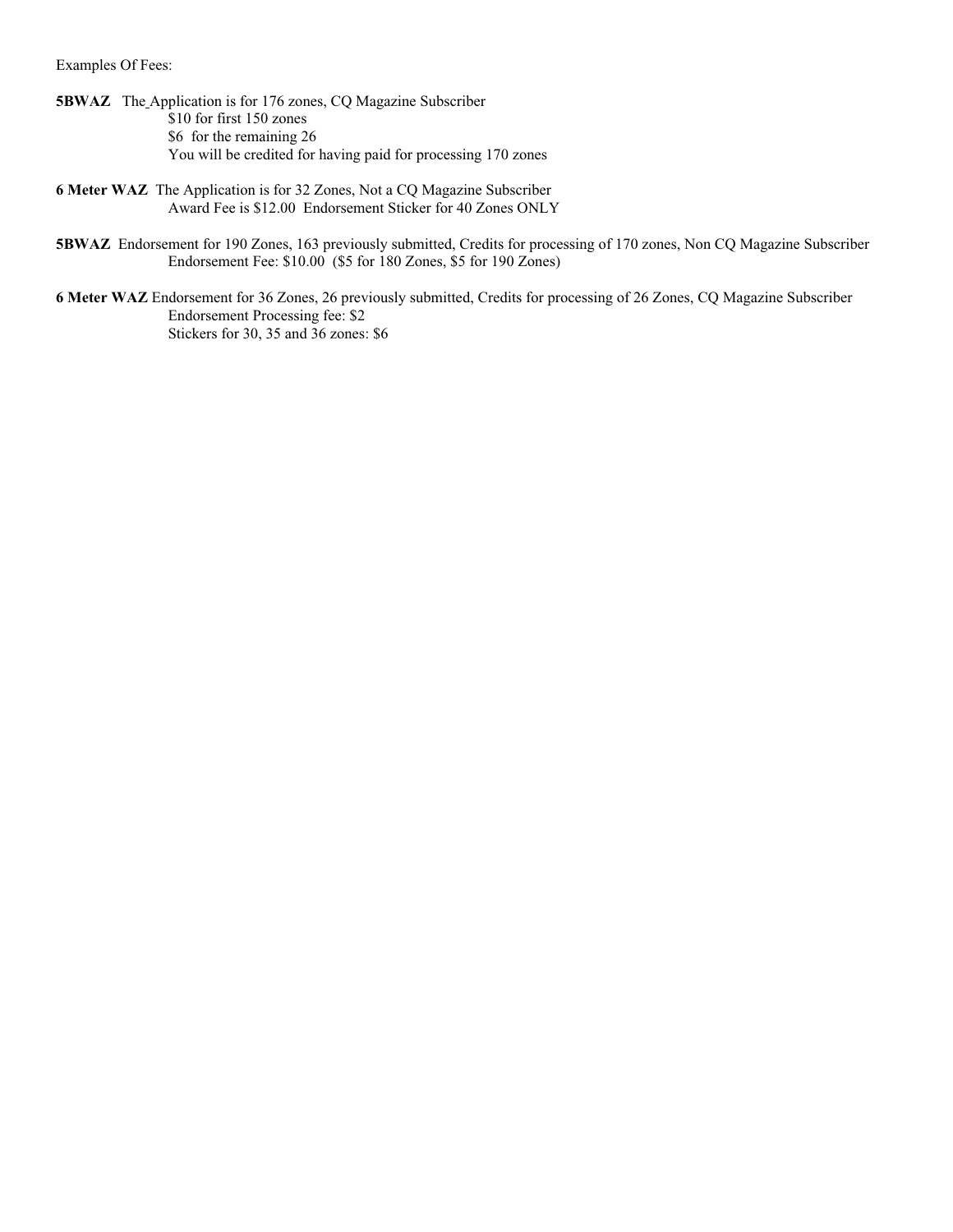Examples Of Fees:

**5BWAZ** The Application is for 176 zones, CQ Magazine Subscriber

$10 for first 150 zones
$6 for the remaining 26
You will be credited for having paid for processing 170 zones

**6 Meter WAZ** The Application is for 32 Zones, Not a CQ Magazine Subscriber

Award Fee is $12.00 Endorsement Sticker for 40 Zones ONLY

**5BWAZ** Endorsement for 190 Zones, 163 previously submitted, Credits for processing of 170 zones, Non CQ Magazine Subscriber

Endorsement Fee: $10.00 ($5 for 180 Zones, $5 for 190 Zones)

**6 Meter WAZ** Endorsement for 36 Zones, 26 previously submitted, Credits for processing of 26 Zones, CQ Magazine Subscriber

Endorsement Processing fee: $2
Stickers for 30, 35 and 36 zones: $6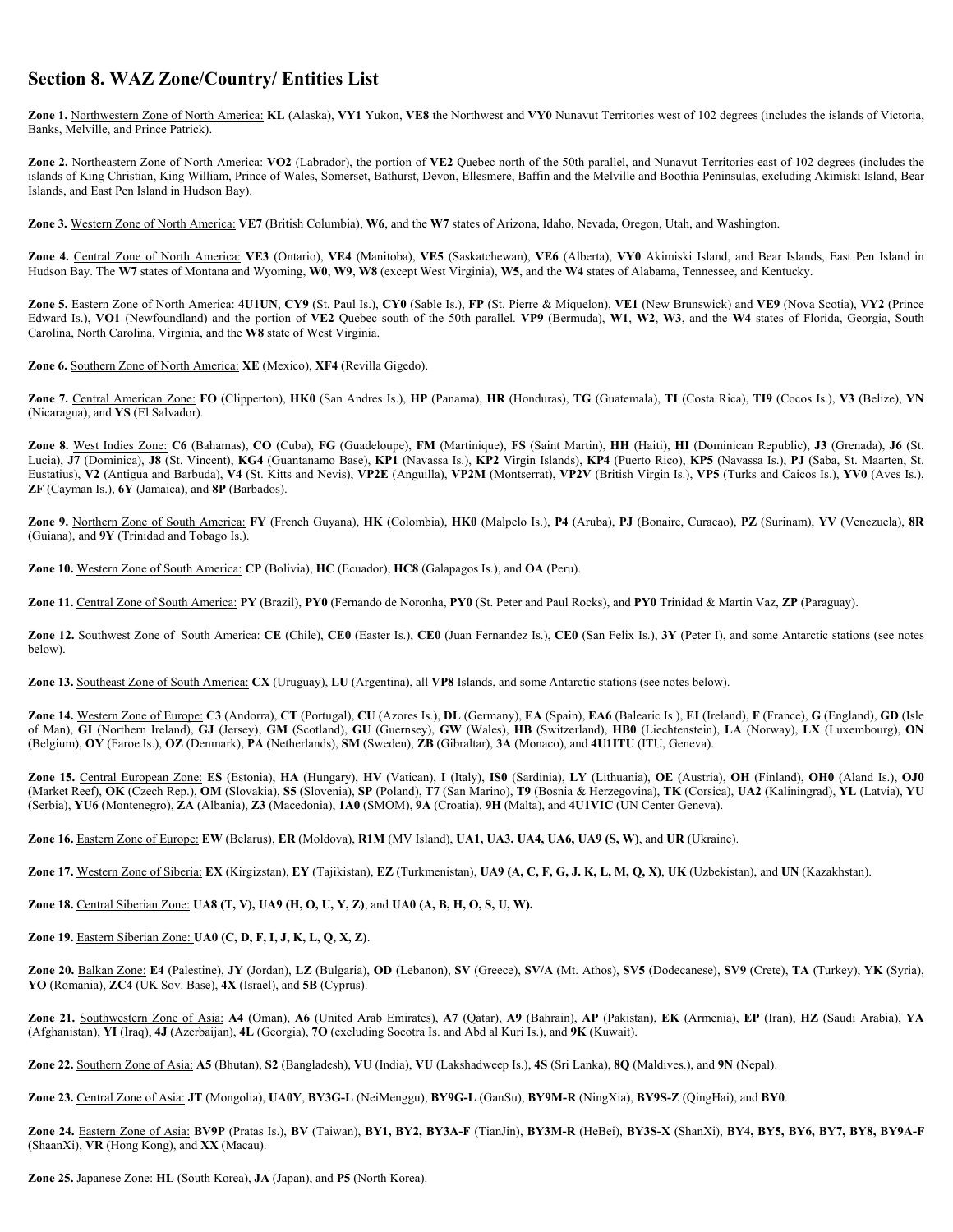## Section 8. WAZ Zone/Country/ Entities List

**Zone 1.** Northwestern Zone of North America: **KL** (Alaska), **VY1** Yukon, **VE8** the Northwest and **VY0** Nunavut Territories west of 102 degrees (includes the islands of Victoria, Banks, Melville, and Prince Patrick).

**Zone 2.** Northeastern Zone of North America: **VO2** (Labrador), the portion of **VE2** Quebec north of the 50th parallel, and Nunavut Territories east of 102 degrees (includes the islands of King Christian, King William, Prince of Wales, Somerset, Bathurst, Devon, Ellesmere, Baffin and the Melville and Boothia Peninsulas, excluding Akimiski Island, Bear Islands, and East Pen Island in Hudson Bay).

**Zone 3.** Western Zone of North America: **VE7** (British Columbia), **W6**, and the **W7** states of Arizona, Idaho, Nevada, Oregon, Utah, and Washington.

**Zone 4.** Central Zone of North America: **VE3** (Ontario), **VE4** (Manitoba), **VE5** (Saskatchewan), **VE6** (Alberta), **VY0** Akimiski Island, and Bear Islands, East Pen Island in Hudson Bay. The **W7** states of Montana and Wyoming, **W0**, **W9**, **W8** (except West Virginia), **W5**, and the **W4** states of Alabama, Tennessee, and Kentucky.

**Zone 5.** Eastern Zone of North America: **4U1UN**, **CY9** (St. Paul Is.), **CY0** (Sable Is.), **FP** (St. Pierre & Miquelon), **VE1** (New Brunswick) and **VE9** (Nova Scotia), **VY2** (Prince Edward Is.), **VO1** (Newfoundland) and the portion of **VE2** Quebec south of the 50th parallel. **VP9** (Bermuda), **W1**, **W2**, **W3**, and the **W4** states of Florida, Georgia, South Carolina, North Carolina, Virginia, and the **W8** state of West Virginia.

**Zone 6.** Southern Zone of North America: **XE** (Mexico), **XF4** (Revilla Gigedo).

**Zone 7.** Central American Zone: **FO** (Clipperton), **HK0** (San Andres Is.), **HP** (Panama), **HR** (Honduras), **TG** (Guatemala), **TI** (Costa Rica), **TI9** (Cocos Is.), **V3** (Belize), **YN** (Nicaragua), and **YS** (El Salvador).

**Zone 8.** West Indies Zone: **C6** (Bahamas), **CO** (Cuba), **FG** (Guadeloupe), **FM** (Martinique), **FS** (Saint Martin), **HH** (Haiti), **HI** (Dominican Republic), **J3** (Grenada), **J6** (St. Lucia), **J7** (Dominica), **J8** (St. Vincent), **KG4** (Guantanamo Base), **KP1** (Navassa Is.), **KP2** Virgin Islands), **KP4** (Puerto Rico), **KP5** (Navassa Is.), **PJ** (Saba, St. Maarten, St. Eustatius), **V2** (Antigua and Barbuda), **V4** (St. Kitts and Nevis), **VP2E** (Anguilla), **VP2M** (Montserrat), **VP2V** (British Virgin Is.), **VP5** (Turks and Caicos Is.), **YV0** (Aves Is.), **ZF** (Cayman Is.), **6Y** (Jamaica), and **8P** (Barbados).

**Zone 9.** Northern Zone of South America: **FY** (French Guyana), **HK** (Colombia), **HK0** (Malpelo Is.), **P4** (Aruba), **PJ** (Bonaire, Curacao), **PZ** (Surinam), **YV** (Venezuela), **8R** (Guiana), and **9Y** (Trinidad and Tobago Is.).

**Zone 10.** Western Zone of South America: **CP** (Bolivia), **HC** (Ecuador), **HC8** (Galapagos Is.), and **OA** (Peru).

**Zone 11.** Central Zone of South America: **PY** (Brazil), **PY0** (Fernando de Noronha, **PY0** (St. Peter and Paul Rocks), and **PY0** Trinidad & Martin Vaz, **ZP** (Paraguay).

**Zone 12.** Southwest Zone of South America: **CE** (Chile), **CE0** (Easter Is.), **CE0** (Juan Fernandez Is.), **CE0** (San Felix Is.), **3Y** (Peter I), and some Antarctic stations (see notes below).

**Zone 13.** Southeast Zone of South America: **CX** (Uruguay), **LU** (Argentina), all **VP8** Islands, and some Antarctic stations (see notes below).

**Zone 14.** Western Zone of Europe: **C3** (Andorra), **CT** (Portugal), **CU** (Azores Is.), **DL** (Germany), **EA** (Spain), **EA6** (Balearic Is.), **EI** (Ireland), **F** (France), **G** (England), **GD** (Isle of Man), **GI** (Northern Ireland), **GJ** (Jersey), **GM** (Scotland), **GU** (Guernsey), **GW** (Wales), **HB** (Switzerland), **HB0** (Liechtenstein), **LA** (Norway), **LX** (Luxembourg), **ON** (Belgium), **OY** (Faroe Is.), **OZ** (Denmark), **PA** (Netherlands), **SM** (Sweden), **ZB** (Gibraltar), **3A** (Monaco), and **4U1ITU** (ITU, Geneva).

**Zone 15.** Central European Zone: **ES** (Estonia), **HA** (Hungary), **HV** (Vatican), **I** (Italy), **IS0** (Sardinia), **LY** (Lithuania), **OE** (Austria), **OH** (Finland), **OH0** (Aland Is.), **OJ0** (Market Reef), **OK** (Czech Rep.), **OM** (Slovakia), **S5** (Slovenia), **SP** (Poland), **T7** (San Marino), **T9** (Bosnia & Herzegovina), **TK** (Corsica), **UA2** (Kaliningrad), **YL** (Latvia), **YU** (Serbia), **YU6** (Montenegro), **ZA** (Albania), **Z3** (Macedonia), **1A0** (SMOM), **9A** (Croatia), **9H** (Malta), and **4U1VIC** (UN Center Geneva).

**Zone 16.** Eastern Zone of Europe: **EW** (Belarus), **ER** (Moldova), **R1M** (MV Island), **UA1, UA3. UA4, UA6, UA9 (S, W)**, and **UR** (Ukraine).

**Zone 17.** Western Zone of Siberia: **EX** (Kirgizstan), **EY** (Tajikistan), **EZ** (Turkmenistan), **UA9 (A, C, F, G, J. K, L, M, Q, X)**, **UK** (Uzbekistan), and **UN** (Kazakhstan).

**Zone 18.** Central Siberian Zone: **UA8 (T, V), UA9 (H, O, U, Y, Z)**, and **UA0 (A, B, H, O, S, U, W).**

**Zone 19.** Eastern Siberian Zone: **UA0 (C, D, F, I, J, K, L, Q, X, Z)**.

**Zone 20.** Balkan Zone: **E4** (Palestine), **JY** (Jordan), **LZ** (Bulgaria), **OD** (Lebanon), **SV** (Greece), **SV/A** (Mt. Athos), **SV5** (Dodecanese), **SV9** (Crete), **TA** (Turkey), **YK** (Syria), **YO** (Romania), **ZC4** (UK Sov. Base), **4X** (Israel), and **5B** (Cyprus).

**Zone 21.** Southwestern Zone of Asia: **A4** (Oman), **A6** (United Arab Emirates), **A7** (Qatar), **A9** (Bahrain), **AP** (Pakistan), **EK** (Armenia), **EP** (Iran), **HZ** (Saudi Arabia), **YA** (Afghanistan), **YI** (Iraq), **4J** (Azerbaijan), **4L** (Georgia), **7O** (excluding Socotra Is. and Abd al Kuri Is.), and **9K** (Kuwait).

**Zone 22.** Southern Zone of Asia: **A5** (Bhutan), **S2** (Bangladesh), **VU** (India), **VU** (Lakshadweep Is.), **4S** (Sri Lanka), **8Q** (Maldives.), and **9N** (Nepal).

**Zone 23.** Central Zone of Asia: **JT** (Mongolia), **UA0Y**, **BY3G-L** (NeiMenggu), **BY9G-L** (GanSu), **BY9M-R** (NingXia), **BY9S-Z** (QingHai), and **BY0**.

**Zone 24.** Eastern Zone of Asia: **BV9P** (Pratas Is.), **BV** (Taiwan), **BY1, BY2, BY3A-F** (TianJin), **BY3M-R** (HeBei), **BY3S-X** (ShanXi), **BY4, BY5, BY6, BY7, BY8, BY9A-F** (ShaanXi), **VR** (Hong Kong), and **XX** (Macau).

**Zone 25.** Japanese Zone: **HL** (South Korea), **JA** (Japan), and **P5** (North Korea).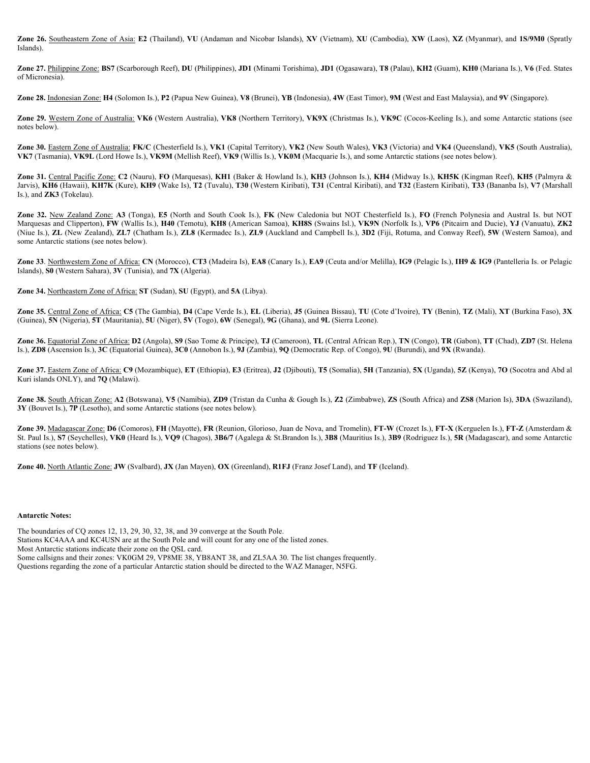**Zone 26.** Southeastern Zone of Asia: **E2** (Thailand), **VU** (Andaman and Nicobar Islands), **XV** (Vietnam), **XU** (Cambodia), **XW** (Laos), **XZ** (Myanmar), and **1S/9M0** (Spratly Islands).

**Zone 27.** Philippine Zone: **BS7** (Scarborough Reef), **DU** (Philippines), **JD1** (Minami Torishima), **JD1** (Ogasawara), **T8** (Palau), **KH2** (Guam), **KH0** (Mariana Is.), **V6** (Fed. States of Micronesia).

**Zone 28.** Indonesian Zone: **H4** (Solomon Is.), **P2** (Papua New Guinea), **V8** (Brunei), **YB** (Indonesia), **4W** (East Timor), **9M** (West and East Malaysia), and **9V** (Singapore).

**Zone 29.** Western Zone of Australia: **VK6** (Western Australia), **VK8** (Northern Territory), **VK9X** (Christmas Is.), **VK9C** (Cocos-Keeling Is.), and some Antarctic stations (see notes below).

**Zone 30.** Eastern Zone of Australia: **FK/C** (Chesterfield Is.), **VK1** (Capital Territory), **VK2** (New South Wales), **VK3** (Victoria) and **VK4** (Queensland), **VK5** (South Australia), **VK7** (Tasmania), **VK9L** (Lord Howe Is.), **VK9M** (Mellish Reef), **VK9** (Willis Is.), **VK0M** (Macquarie Is.), and some Antarctic stations (see notes below).

**Zone 31.** Central Pacific Zone: **C2** (Nauru), **FO** (Marquesas), **KH1** (Baker & Howland Is.), **KH3** (Johnson Is.), **KH4** (Midway Is.), **KH5K** (Kingman Reef), **KH5** (Palmyra & Jarvis), **KH6** (Hawaii), **KH7K** (Kure), **KH9** (Wake Is), **T2** (Tuvalu), **T30** (Western Kiribati), **T31** (Central Kiribati), and **T32** (Eastern Kiribati), **T33** (Bananba Is), **V7** (Marshall Is.), and **ZK3** (Tokelau).

**Zone 32.** New Zealand Zone: **A3** (Tonga), **E5** (North and South Cook Is.), **FK** (New Caledonia but NOT Chesterfield Is.), **FO** (French Polynesia and Austral Is. but NOT Marquesas and Clipperton), **FW** (Wallis Is.), **H40** (Temotu), **KH8** (American Samoa), **KH8S** (Swains Isl.), **VK9N** (Norfolk Is.), **VP6** (Pitcairn and Ducie), **YJ** (Vanuatu), **ZK2** (Niue Is.), **ZL** (New Zealand), **ZL7** (Chatham Is.), **ZL8** (Kermadec Is.), **ZL9** (Auckland and Campbell Is.), **3D2** (Fiji, Rotuma, and Conway Reef), **5W** (Western Samoa), and some Antarctic stations (see notes below).

**Zone 33**. Northwestern Zone of Africa: **CN** (Morocco), **CT3** (Madeira Is), **EA8** (Canary Is.), **EA9** (Ceuta and/or Melilla), **IG9** (Pelagic Is.), **IH9 & IG9** (Pantelleria Is. or Pelagic Islands), **S0** (Western Sahara), **3V** (Tunisia), and **7X** (Algeria).

**Zone 34.** Northeastern Zone of Africa: **ST** (Sudan), **SU** (Egypt), and **5A** (Libya).

**Zone 35.** Central Zone of Africa: **C5** (The Gambia), **D4** (Cape Verde Is.), **EL** (Liberia), **J5** (Guinea Bissau), **TU** (Cote d'Ivoire), **TY** (Benin), **TZ** (Mali), **XT** (Burkina Faso), **3X** (Guinea), **5N** (Nigeria), **5T** (Mauritania), **5U** (Niger), **5V** (Togo), **6W** (Senegal), **9G** (Ghana), and **9L** (Sierra Leone).

**Zone 36.** Equatorial Zone of Africa: **D2** (Angola), **S9** (Sao Tome & Principe), **TJ** (Cameroon), **TL** (Central African Rep.), **TN** (Congo), **TR** (Gabon), **TT** (Chad), **ZD7** (St. Helena Is.), **ZD8** (Ascension Is.), **3C** (Equatorial Guinea), **3C0** (Annobon Is.), **9J** (Zambia), **9Q** (Democratic Rep. of Congo), **9U** (Burundi), and **9X** (Rwanda).

**Zone 37.** Eastern Zone of Africa: **C9** (Mozambique), **ET** (Ethiopia), **E3** (Eritrea), **J2** (Djibouti), **T5** (Somalia), **5H** (Tanzania), **5X** (Uganda), **5Z** (Kenya), **7O** (Socotra and Abd al Kuri islands ONLY), and **7Q** (Malawi).

**Zone 38.** South African Zone: **A2** (Botswana), **V5** (Namibia), **ZD9** (Tristan da Cunha & Gough Is.), **Z2** (Zimbabwe), **ZS** (South Africa) and **ZS8** (Marion Is), **3DA** (Swaziland), **3Y** (Bouvet Is.), **7P** (Lesotho), and some Antarctic stations (see notes below).

**Zone 39.** Madagascar Zone: **D6** (Comoros), **FH** (Mayotte), **FR** (Reunion, Glorioso, Juan de Nova, and Tromelin), **FT-W** (Crozet Is.), **FT-X** (Kerguelen Is.), **FT-Z** (Amsterdam & St. Paul Is.), **S7** (Seychelles), **VK0** (Heard Is.), **VQ9** (Chagos), **3B6/7** (Agalega & St.Brandon Is.), **3B8** (Mauritius Is.), **3B9** (Rodriguez Is.), **5R** (Madagascar), and some Antarctic stations (see notes below).

**Zone 40.** North Atlantic Zone: **JW** (Svalbard), **JX** (Jan Mayen), **OX** (Greenland), **R1FJ** (Franz Josef Land), and **TF** (Iceland).

**Antarctic Notes:**

The boundaries of CQ zones 12, 13, 29, 30, 32, 38, and 39 converge at the South Pole.
Stations KC4AAA and KC4USN are at the South Pole and will count for any one of the listed zones.
Most Antarctic stations indicate their zone on the QSL card.
Some callsigns and their zones: VK0GM 29, VP8ME 38, YB8ANT 38, and ZL5AA 30. The list changes frequently.
Questions regarding the zone of a particular Antarctic station should be directed to the WAZ Manager, N5FG.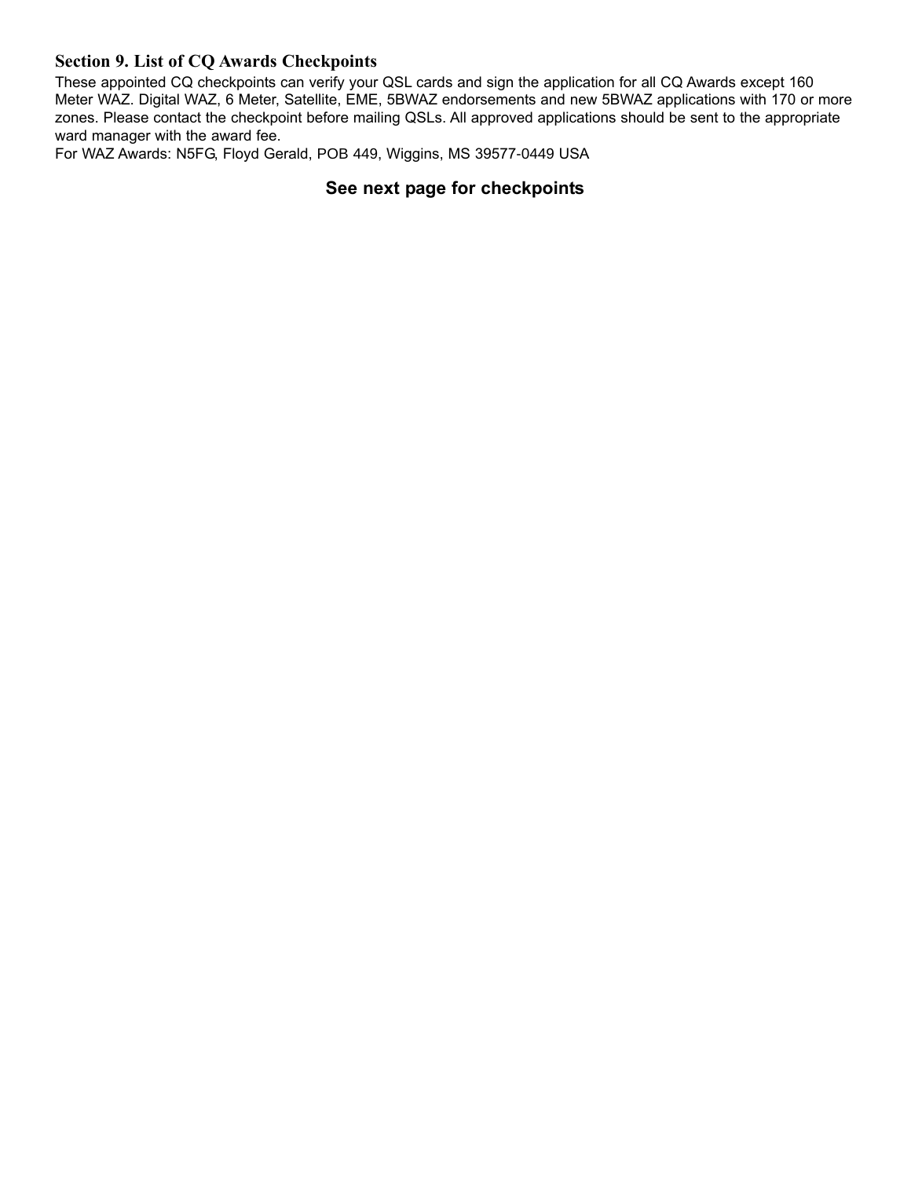## Section 9. List of CQ Awards Checkpoints

These appointed CQ checkpoints can verify your QSL cards and sign the application for all CQ Awards except 160 Meter WAZ. Digital WAZ, 6 Meter, Satellite, EME, 5BWAZ endorsements and new 5BWAZ applications with 170 or more zones. Please contact the checkpoint before mailing QSLs. All approved applications should be sent to the appropriate ward manager with the award fee.
For WAZ Awards: N5FG, Floyd Gerald, POB 449, Wiggins, MS 39577-0449 USA

**See next page for checkpoints**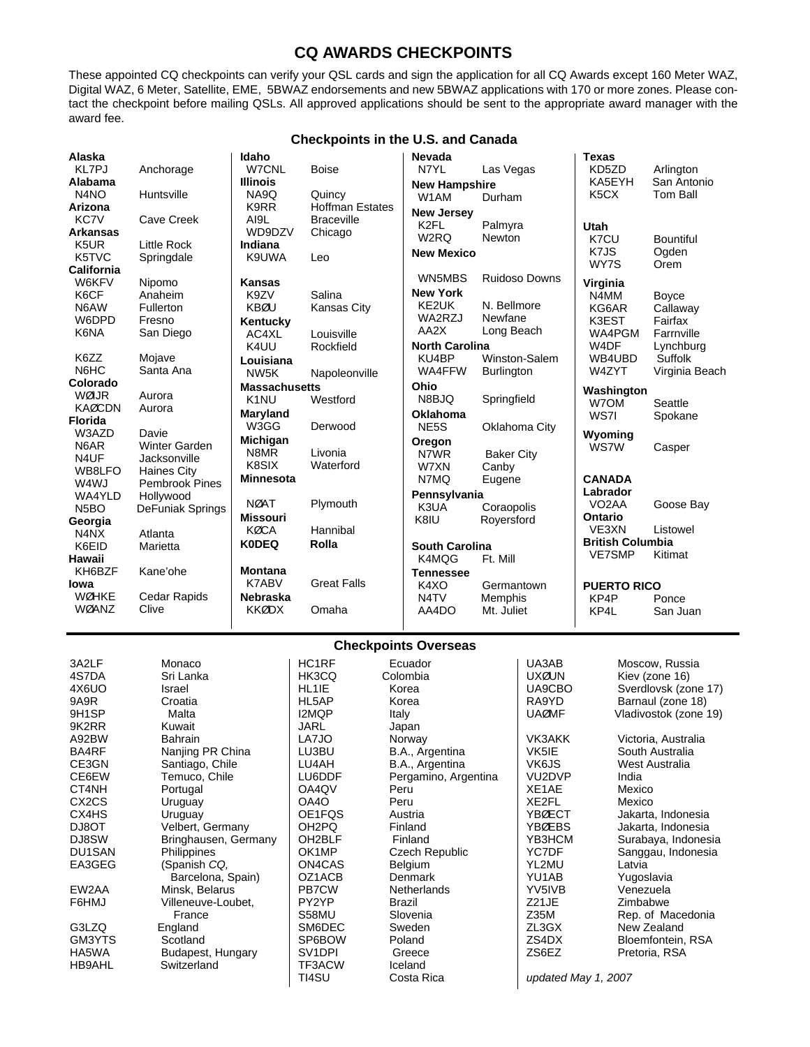# CQ AWARDS CHECKPOINTS

These appointed CQ checkpoints can verify your QSL cards and sign the application for all CQ Awards except 160 Meter WAZ, Digital WAZ, 6 Meter, Satellite, EME, 5BWAZ endorsements and new 5BWAZ applications with 170 or more zones. Please contact the checkpoint before mailing QSLs. All approved applications should be sent to the appropriate award manager with the award fee.

## Checkpoints in the U.S. and Canada

**Alaska**
KL7PJ Anchorage

**Alabama**
N4NO Huntsville

**Arizona**
KC7V Cave Creek

**Arkansas**
K5UR Little Rock
K5TVC Springdale

**California**
W6KFV Nipomo
K6CF Anaheim
N6AW Fullerton
W6DPD Fresno
K6NA San Diego
K6ZZ Mojave
N6HC Santa Ana

**Colorado**
WØJR Aurora
KAØCDN Aurora

**Florida**
W3AZD Davie
N6AR Winter Garden
N4UF Jacksonville
WB8LFO Haines City
W4WJ Pembrook Pines
WA4YLD Hollywood
N5BO DeFuniak Springs

**Georgia**
N4NX Atlanta
K6EID Marietta

**Hawaii**
KH6BZF Kane'ohe

**Iowa**
WØHKE Cedar Rapids
WØANZ Clive

**Idaho**
W7CNL Boise

**Illinois**
NA9Q Quincy
K9RR Hoffman Estates
AI9L Braceville
WD9DZV Chicago

**Indiana**
K9UWA Leo

**Kansas**
K9ZV Salina
KBØU Kansas City

**Kentucky**
AC4XL Louisville
K4UU Rockfield

**Louisiana**
NW5K Napoleonville

**Massachusetts**
K1NU Westford

**Maryland**
W3GG Derwood

**Michigan**
N8MR Livonia
K8SIX Waterford

**Minnesota**
NØAT Plymouth

**Missouri**
KØCA Hannibal
**K0DEQ Rolla**

**Montana**
K7ABV Great Falls

**Nebraska**
KKØDX Omaha

**Nevada**
N7YL Las Vegas

**New Hampshire**
W1AM Durham

**New Jersey**
K2FL Palmyra
W2RQ Newton

**New Mexico**
WN5MBS Ruidoso Downs

**New York**
KE2UK N. Bellmore
WA2RZJ Newfane
AA2X Long Beach

**North Carolina**
KU4BP Winston-Salem
WA4FFW Burlington

**Ohio**
N8BJQ Springfield

**Oklahoma**
NE5S Oklahoma City

**Oregon**
N7WR Baker City
W7XN Canby
N7MQ Eugene

**Pennsylvania**
K3UA Coraopolis
K8IU Royersford

**South Carolina**
K4MQG Ft. Mill

**Tennessee**
K4XO Germantown
N4TV Memphis
AA4DO Mt. Juliet

**Texas**
KD5ZD Arlington
KA5EYH San Antonio
K5CX Tom Ball

**Utah**
K7CU Bountiful
K7JS Ogden
WY7S Orem

**Virginia**
N4MM Boyce
KG6AR Callaway
K3EST Fairfax
WA4PGM Farrnville
W4DF Lynchburg
WB4UBD Suffolk
W4ZYT Virginia Beach

**Washington**
W7OM Seattle
WS7I Spokane

**Wyoming**
WS7W Casper

**CANADA**

**Labrador**
VO2AA Goose Bay

**Ontario**
VE3XN Listowel

**British Columbia**
VE7SMP Kitimat

**PUERTO RICO**
KP4P Ponce
KP4L San Juan

## Checkpoints Overseas

| | |
|---|---|
| 3A2LF | Monaco |
| 4S7DA | Sri Lanka |
| 4X6UO | Israel |
| 9A9R | Croatia |
| 9H1SP | Malta |
| 9K2RR | Kuwait |
| A92BW | Bahrain |
| BA4RF | Nanjing PR China |
| CE3GN | Santiago, Chile |
| CE6EW | Temuco, Chile |
| CT4NH | Portugal |
| CX2CS | Uruguay |
| CX4HS | Uruguay |
| DJ8OT | Velbert, Germany |
| DJ8SW | Bringhausen, Germany |
| DU1SAN | Philippines |
| EA3GEG | (Spanish *CQ*, Barcelona, Spain) |
| EW2AA | Minsk, Belarus |
| F6HMJ | Villeneuve-Loubet, France |
| G3LZQ | England |
| GM3YTS | Scotland |
| HA5WA | Budapest, Hungary |
| HB9AHL | Switzerland |
| HC1RF | Ecuador |
| HK3CQ | Colombia |
| HL1IE | Korea |
| HL5AP | Korea |
| I2MQP | Italy |
| JARL | Japan |
| LA7JO | Norway |
| LU3BU | B.A., Argentina |
| LU4AH | B.A., Argentina |
| LU6DDF | Pergamino, Argentina |
| OA4QV | Peru |
| OA4O | Peru |
| OE1FQS | Austria |
| OH2PQ | Finland |
| OH2BLF | Finland |
| OK1MP | Czech Republic |
| ON4CAS | Belgium |
| OZ1ACB | Denmark |
| PB7CW | Netherlands |
| PY2YP | Brazil |
| S58MU | Slovenia |
| SM6DEC | Sweden |
| SP6BOW | Poland |
| SV1DPI | Greece |
| TF3ACW | Iceland |
| TI4SU | Costa Rica |
| UA3AB | Moscow, Russia |
| UXØUN | Kiev (zone 16) |
| UA9CBO | Sverdlovsk (zone 17) |
| RA9YD | Barnaul (zone 18) |
| UAØMF | Vladivostok (zone 19) |
| VK3AKK | Victoria, Australia |
| VK5IE | South Australia |
| VK6JS | West Australia |
| VU2DVP | India |
| XE1AE | Mexico |
| XE2FL | Mexico |
| YBØECT | Jakarta, Indonesia |
| YBØEBS | Jakarta, Indonesia |
| YB3HCM | Surabaya, Indonesia |
| YC7DF | Sanggau, Indonesia |
| YL2MU | Latvia |
| YU1AB | Yugoslavia |
| YV5IVB | Venezuela |
| Z21JE | Zimbabwe |
| Z35M | Rep. of Macedonia |
| ZL3GX | New Zealand |
| ZS4DX | Bloemfontein, RSA |
| ZS6EZ | Pretoria, RSA |

*updated May 1, 2007*